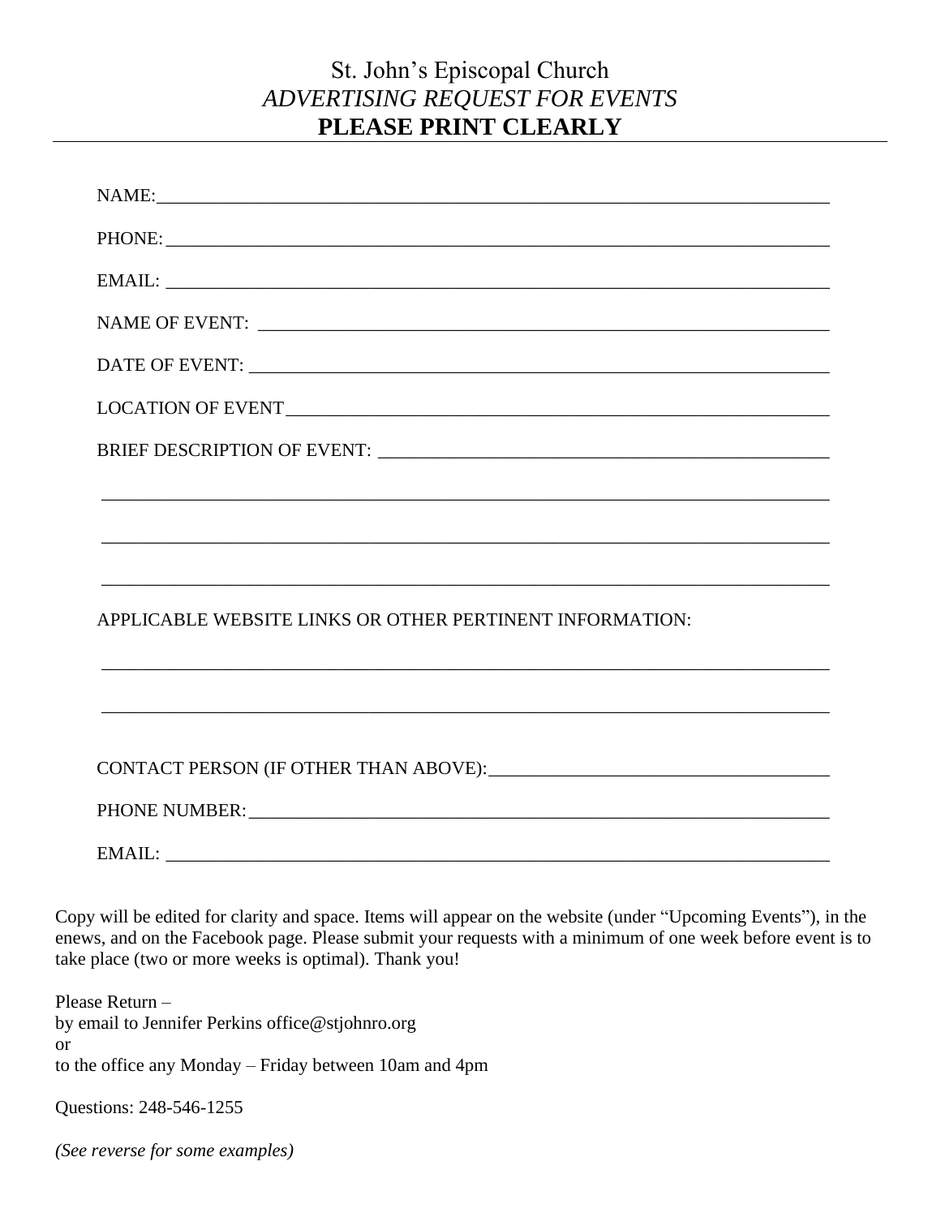# St. John's Episcopal Church

## *ADVERTISING REQUEST FOR EVENTS*

## **PLEASE PRINT CLEARLY**

---

NAME:\_\_\_\_\_\_\_\_\_\_\_\_\_\_\_\_\_\_\_\_\_\_\_\_\_\_\_\_\_\_\_\_\_\_\_\_\_\_\_\_\_\_\_\_\_\_\_\_\_\_\_\_\_\_\_\_\_\_\_\_\_\_

PHONE:\_\_\_\_\_\_\_\_\_\_\_\_\_\_\_\_\_\_\_\_\_\_\_\_\_\_\_\_\_\_\_\_\_\_\_\_\_\_\_\_\_\_\_\_\_\_\_\_\_\_\_\_\_\_\_\_\_\_\_\_\_\_

EMAIL: \_\_\_\_\_\_\_\_\_\_\_\_\_\_\_\_\_\_\_\_\_\_\_\_\_\_\_\_\_\_\_\_\_\_\_\_\_\_\_\_\_\_\_\_\_\_\_\_\_\_\_\_\_\_\_\_\_\_\_\_\_\_

NAME OF EVENT: \_\_\_\_\_\_\_\_\_\_\_\_\_\_\_\_\_\_\_\_\_\_\_\_\_\_\_\_\_\_\_\_\_\_\_\_\_\_\_\_\_\_\_\_\_\_\_\_\_\_\_\_\_\_

DATE OF EVENT: \_\_\_\_\_\_\_\_\_\_\_\_\_\_\_\_\_\_\_\_\_\_\_\_\_\_\_\_\_\_\_\_\_\_\_\_\_\_\_\_\_\_\_\_\_\_\_\_\_\_\_\_\_\_\_

LOCATION OF EVENT\_\_\_\_\_\_\_\_\_\_\_\_\_\_\_\_\_\_\_\_\_\_\_\_\_\_\_\_\_\_\_\_\_\_\_\_\_\_\_\_\_\_\_\_\_\_\_\_\_\_

BRIEF DESCRIPTION OF EVENT: \_\_\_\_\_\_\_\_\_\_\_\_\_\_\_\_\_\_\_\_\_\_\_\_\_\_\_\_\_\_\_\_\_\_\_\_\_\_\_\_\_\_

\_\_\_\_\_\_\_\_\_\_\_\_\_\_\_\_\_\_\_\_\_\_\_\_\_\_\_\_\_\_\_\_\_\_\_\_\_\_\_\_\_\_\_\_\_\_\_\_\_\_\_\_\_\_\_\_\_\_\_\_\_\_\_\_\_\_\_\_

\_\_\_\_\_\_\_\_\_\_\_\_\_\_\_\_\_\_\_\_\_\_\_\_\_\_\_\_\_\_\_\_\_\_\_\_\_\_\_\_\_\_\_\_\_\_\_\_\_\_\_\_\_\_\_\_\_\_\_\_\_\_\_\_\_\_\_\_

\_\_\_\_\_\_\_\_\_\_\_\_\_\_\_\_\_\_\_\_\_\_\_\_\_\_\_\_\_\_\_\_\_\_\_\_\_\_\_\_\_\_\_\_\_\_\_\_\_\_\_\_\_\_\_\_\_\_\_\_\_\_\_\_\_\_\_\_

APPLICABLE WEBSITE LINKS OR OTHER PERTINENT INFORMATION:

\_\_\_\_\_\_\_\_\_\_\_\_\_\_\_\_\_\_\_\_\_\_\_\_\_\_\_\_\_\_\_\_\_\_\_\_\_\_\_\_\_\_\_\_\_\_\_\_\_\_\_\_\_\_\_\_\_\_\_\_\_\_\_\_\_\_\_\_

\_\_\_\_\_\_\_\_\_\_\_\_\_\_\_\_\_\_\_\_\_\_\_\_\_\_\_\_\_\_\_\_\_\_\_\_\_\_\_\_\_\_\_\_\_\_\_\_\_\_\_\_\_\_\_\_\_\_\_\_\_\_\_\_\_\_\_\_

CONTACT PERSON (IF OTHER THAN ABOVE):\_\_\_\_\_\_\_\_\_\_\_\_\_\_\_\_\_\_\_\_\_\_\_\_\_\_\_\_\_\_\_\_\_

PHONE NUMBER:\_\_\_\_\_\_\_\_\_\_\_\_\_\_\_\_\_\_\_\_\_\_\_\_\_\_\_\_\_\_\_\_\_\_\_\_\_\_\_\_\_\_\_\_\_\_\_\_\_\_\_\_\_\_\_

EMAIL: \_\_\_\_\_\_\_\_\_\_\_\_\_\_\_\_\_\_\_\_\_\_\_\_\_\_\_\_\_\_\_\_\_\_\_\_\_\_\_\_\_\_\_\_\_\_\_\_\_\_\_\_\_\_\_\_\_\_\_\_\_\_

Copy will be edited for clarity and space. Items will appear on the website (under "Upcoming Events"), in the enews, and on the Facebook page. Please submit your requests with a minimum of one week before event is to take place (two or more weeks is optimal). Thank you!

Please Return –  
by email to Jennifer Perkins office@stjohnro.org  
or  
to the office any Monday – Friday between 10am and 4pm

Questions: 248-546-1255

*(See reverse for some examples)*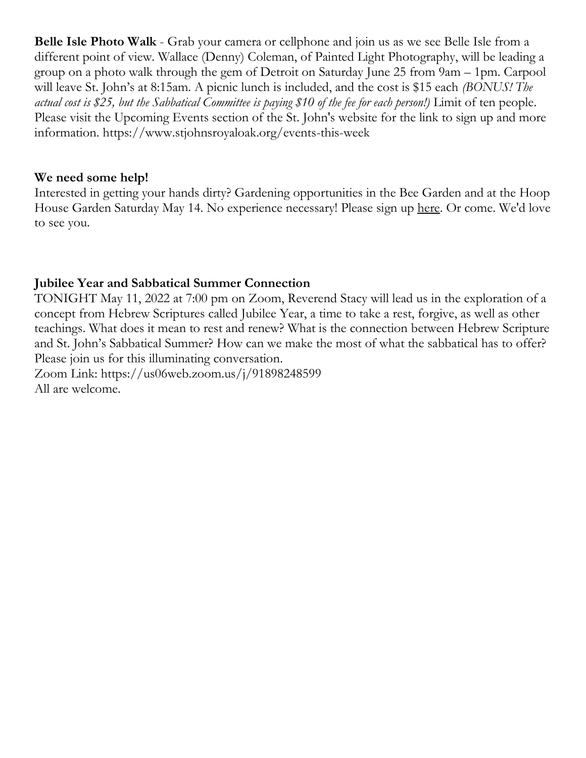**Belle Isle Photo Walk** - Grab your camera or cellphone and join us as we see Belle Isle from a different point of view. Wallace (Denny) Coleman, of Painted Light Photography, will be leading a group on a photo walk through the gem of Detroit on Saturday June 25 from 9am – 1pm. Carpool will leave St. John's at 8:15am. A picnic lunch is included, and the cost is $15 each *(BONUS! The actual cost is $25, but the Sabbatical Committee is paying $10 of the fee for each person!)* Limit of ten people. Please visit the Upcoming Events section of the St. John's website for the link to sign up and more information. https://www.stjohnsroyaloak.org/events-this-week

**We need some help!**

Interested in getting your hands dirty? Gardening opportunities in the Bee Garden and at the Hoop House Garden Saturday May 14. No experience necessary! Please sign up here. Or come. We'd love to see you.

**Jubilee Year and Sabbatical Summer Connection**

TONIGHT May 11, 2022 at 7:00 pm on Zoom, Reverend Stacy will lead us in the exploration of a concept from Hebrew Scriptures called Jubilee Year, a time to take a rest, forgive, as well as other teachings. What does it mean to rest and renew? What is the connection between Hebrew Scripture and St. John's Sabbatical Summer? How can we make the most of what the sabbatical has to offer? Please join us for this illuminating conversation.

Zoom Link: https://us06web.zoom.us/j/91898248599

All are welcome.